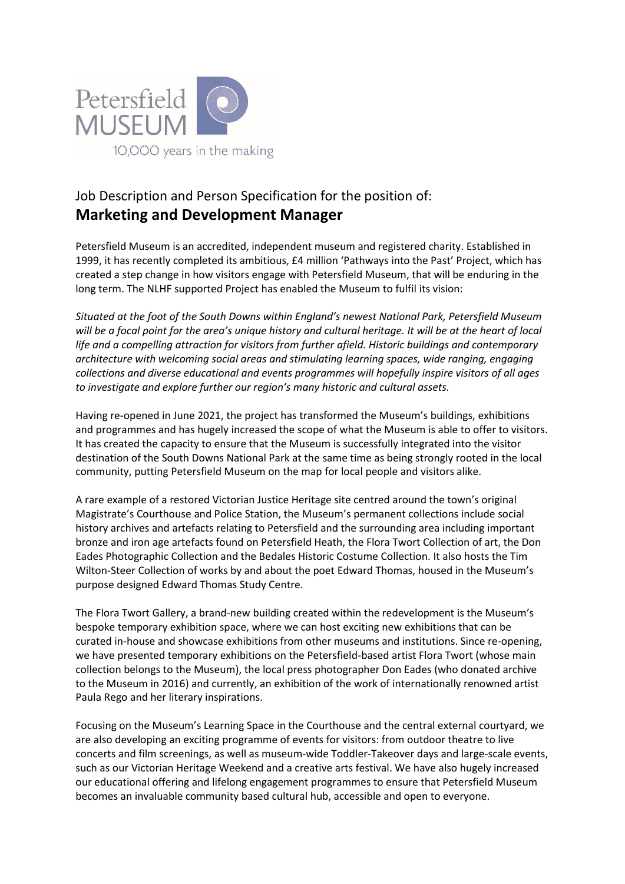Petersfield MUSEUM

10,000 years in the making

## Job Description and Person Specification for the position of:

# Marketing and Development Manager

Petersfield Museum is an accredited, independent museum and registered charity. Established in 1999, it has recently completed its ambitious, £4 million 'Pathways into the Past' Project, which has created a step change in how visitors engage with Petersfield Museum, that will be enduring in the long term. The NLHF supported Project has enabled the Museum to fulfil its vision:

*Situated at the foot of the South Downs within England's newest National Park, Petersfield Museum will be a focal point for the area's unique history and cultural heritage. It will be at the heart of local life and a compelling attraction for visitors from further afield. Historic buildings and contemporary architecture with welcoming social areas and stimulating learning spaces, wide ranging, engaging collections and diverse educational and events programmes will hopefully inspire visitors of all ages to investigate and explore further our region's many historic and cultural assets.*

Having re-opened in June 2021, the project has transformed the Museum's buildings, exhibitions and programmes and has hugely increased the scope of what the Museum is able to offer to visitors. It has created the capacity to ensure that the Museum is successfully integrated into the visitor destination of the South Downs National Park at the same time as being strongly rooted in the local community, putting Petersfield Museum on the map for local people and visitors alike.

A rare example of a restored Victorian Justice Heritage site centred around the town's original Magistrate's Courthouse and Police Station, the Museum's permanent collections include social history archives and artefacts relating to Petersfield and the surrounding area including important bronze and iron age artefacts found on Petersfield Heath, the Flora Twort Collection of art, the Don Eades Photographic Collection and the Bedales Historic Costume Collection. It also hosts the Tim Wilton-Steer Collection of works by and about the poet Edward Thomas, housed in the Museum's purpose designed Edward Thomas Study Centre.

The Flora Twort Gallery, a brand-new building created within the redevelopment is the Museum's bespoke temporary exhibition space, where we can host exciting new exhibitions that can be curated in-house and showcase exhibitions from other museums and institutions. Since re-opening, we have presented temporary exhibitions on the Petersfield-based artist Flora Twort (whose main collection belongs to the Museum), the local press photographer Don Eades (who donated archive to the Museum in 2016) and currently, an exhibition of the work of internationally renowned artist Paula Rego and her literary inspirations.

Focusing on the Museum's Learning Space in the Courthouse and the central external courtyard, we are also developing an exciting programme of events for visitors: from outdoor theatre to live concerts and film screenings, as well as museum-wide Toddler-Takeover days and large-scale events, such as our Victorian Heritage Weekend and a creative arts festival. We have also hugely increased our educational offering and lifelong engagement programmes to ensure that Petersfield Museum becomes an invaluable community based cultural hub, accessible and open to everyone.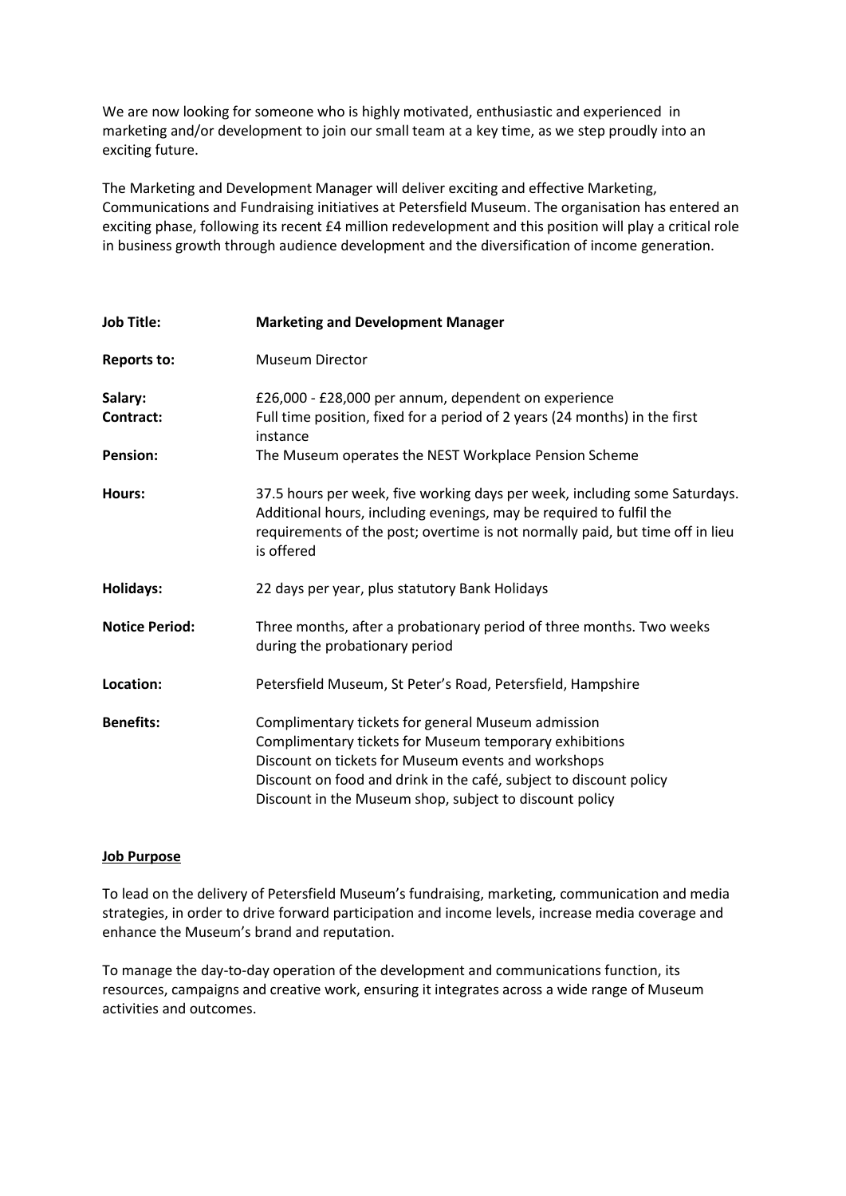We are now looking for someone who is highly motivated, enthusiastic and experienced in marketing and/or development to join our small team at a key time, as we step proudly into an exciting future.

The Marketing and Development Manager will deliver exciting and effective Marketing, Communications and Fundraising initiatives at Petersfield Museum. The organisation has entered an exciting phase, following its recent £4 million redevelopment and this position will play a critical role in business growth through audience development and the diversification of income generation.

| | |
|---|---|
| **Job Title:** | **Marketing and Development Manager** |
| **Reports to:** | Museum Director |
| **Salary:** | £26,000 - £28,000 per annum, dependent on experience |
| **Contract:** | Full time position, fixed for a period of 2 years (24 months) in the first instance |
| **Pension:** | The Museum operates the NEST Workplace Pension Scheme |
| **Hours:** | 37.5 hours per week, five working days per week, including some Saturdays. Additional hours, including evenings, may be required to fulfil the requirements of the post; overtime is not normally paid, but time off in lieu is offered |
| **Holidays:** | 22 days per year, plus statutory Bank Holidays |
| **Notice Period:** | Three months, after a probationary period of three months. Two weeks during the probationary period |
| **Location:** | Petersfield Museum, St Peter's Road, Petersfield, Hampshire |
| **Benefits:** | Complimentary tickets for general Museum admission<br>Complimentary tickets for Museum temporary exhibitions<br>Discount on tickets for Museum events and workshops<br>Discount on food and drink in the café, subject to discount policy<br>Discount in the Museum shop, subject to discount policy |

**Job Purpose**

To lead on the delivery of Petersfield Museum's fundraising, marketing, communication and media strategies, in order to drive forward participation and income levels, increase media coverage and enhance the Museum's brand and reputation.

To manage the day-to-day operation of the development and communications function, its resources, campaigns and creative work, ensuring it integrates across a wide range of Museum activities and outcomes.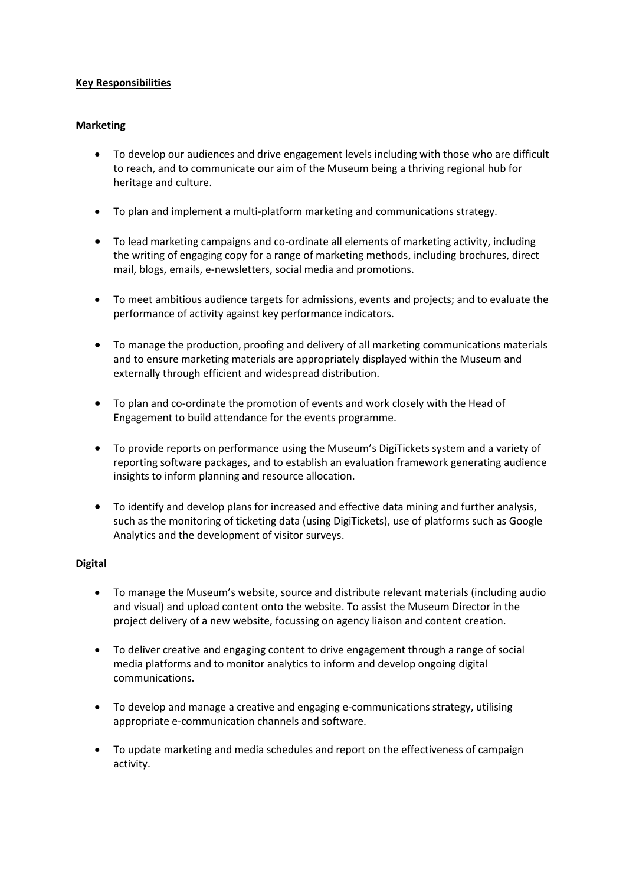## Key Responsibilities

### Marketing

- To develop our audiences and drive engagement levels including with those who are difficult to reach, and to communicate our aim of the Museum being a thriving regional hub for heritage and culture.
- To plan and implement a multi-platform marketing and communications strategy.
- To lead marketing campaigns and co-ordinate all elements of marketing activity, including the writing of engaging copy for a range of marketing methods, including brochures, direct mail, blogs, emails, e-newsletters, social media and promotions.
- To meet ambitious audience targets for admissions, events and projects; and to evaluate the performance of activity against key performance indicators.
- To manage the production, proofing and delivery of all marketing communications materials and to ensure marketing materials are appropriately displayed within the Museum and externally through efficient and widespread distribution.
- To plan and co-ordinate the promotion of events and work closely with the Head of Engagement to build attendance for the events programme.
- To provide reports on performance using the Museum's DigiTickets system and a variety of reporting software packages, and to establish an evaluation framework generating audience insights to inform planning and resource allocation.
- To identify and develop plans for increased and effective data mining and further analysis, such as the monitoring of ticketing data (using DigiTickets), use of platforms such as Google Analytics and the development of visitor surveys.

### Digital

- To manage the Museum's website, source and distribute relevant materials (including audio and visual) and upload content onto the website. To assist the Museum Director in the project delivery of a new website, focussing on agency liaison and content creation.
- To deliver creative and engaging content to drive engagement through a range of social media platforms and to monitor analytics to inform and develop ongoing digital communications.
- To develop and manage a creative and engaging e-communications strategy, utilising appropriate e-communication channels and software.
- To update marketing and media schedules and report on the effectiveness of campaign activity.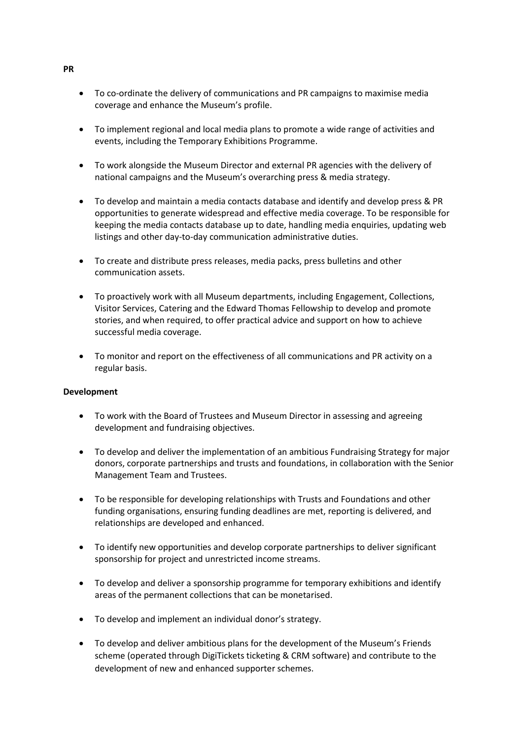**PR**

- To co-ordinate the delivery of communications and PR campaigns to maximise media coverage and enhance the Museum's profile.
- To implement regional and local media plans to promote a wide range of activities and events, including the Temporary Exhibitions Programme.
- To work alongside the Museum Director and external PR agencies with the delivery of national campaigns and the Museum's overarching press & media strategy.
- To develop and maintain a media contacts database and identify and develop press & PR opportunities to generate widespread and effective media coverage. To be responsible for keeping the media contacts database up to date, handling media enquiries, updating web listings and other day-to-day communication administrative duties.
- To create and distribute press releases, media packs, press bulletins and other communication assets.
- To proactively work with all Museum departments, including Engagement, Collections, Visitor Services, Catering and the Edward Thomas Fellowship to develop and promote stories, and when required, to offer practical advice and support on how to achieve successful media coverage.
- To monitor and report on the effectiveness of all communications and PR activity on a regular basis.

**Development**

- To work with the Board of Trustees and Museum Director in assessing and agreeing development and fundraising objectives.
- To develop and deliver the implementation of an ambitious Fundraising Strategy for major donors, corporate partnerships and trusts and foundations, in collaboration with the Senior Management Team and Trustees.
- To be responsible for developing relationships with Trusts and Foundations and other funding organisations, ensuring funding deadlines are met, reporting is delivered, and relationships are developed and enhanced.
- To identify new opportunities and develop corporate partnerships to deliver significant sponsorship for project and unrestricted income streams.
- To develop and deliver a sponsorship programme for temporary exhibitions and identify areas of the permanent collections that can be monetarised.
- To develop and implement an individual donor's strategy.
- To develop and deliver ambitious plans for the development of the Museum's Friends scheme (operated through DigiTickets ticketing & CRM software) and contribute to the development of new and enhanced supporter schemes.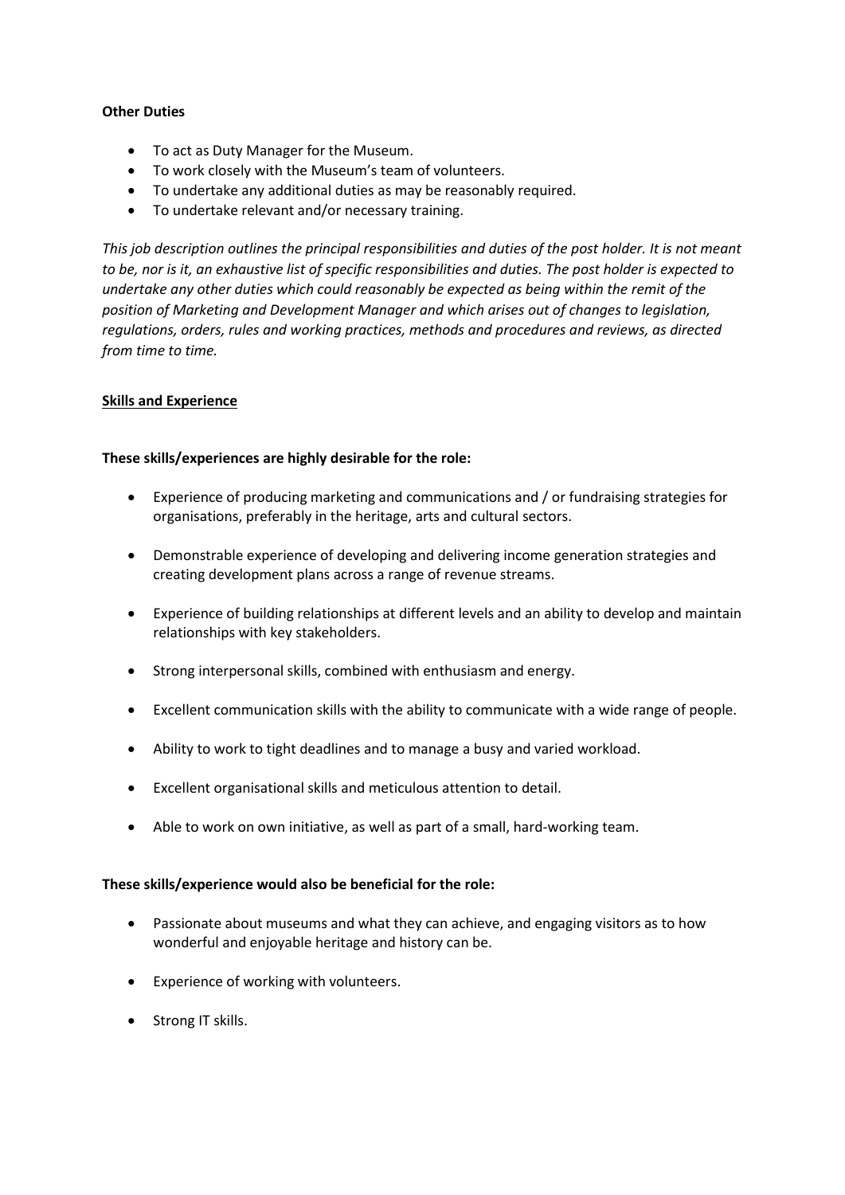**Other Duties**

- To act as Duty Manager for the Museum.
- To work closely with the Museum's team of volunteers.
- To undertake any additional duties as may be reasonably required.
- To undertake relevant and/or necessary training.

*This job description outlines the principal responsibilities and duties of the post holder. It is not meant to be, nor is it, an exhaustive list of specific responsibilities and duties. The post holder is expected to undertake any other duties which could reasonably be expected as being within the remit of the position of Marketing and Development Manager and which arises out of changes to legislation, regulations, orders, rules and working practices, methods and procedures and reviews, as directed from time to time.*

## **Skills and Experience**

**These skills/experiences are highly desirable for the role:**

- Experience of producing marketing and communications and / or fundraising strategies for organisations, preferably in the heritage, arts and cultural sectors.
- Demonstrable experience of developing and delivering income generation strategies and creating development plans across a range of revenue streams.
- Experience of building relationships at different levels and an ability to develop and maintain relationships with key stakeholders.
- Strong interpersonal skills, combined with enthusiasm and energy.
- Excellent communication skills with the ability to communicate with a wide range of people.
- Ability to work to tight deadlines and to manage a busy and varied workload.
- Excellent organisational skills and meticulous attention to detail.
- Able to work on own initiative, as well as part of a small, hard-working team.

**These skills/experience would also be beneficial for the role:**

- Passionate about museums and what they can achieve, and engaging visitors as to how wonderful and enjoyable heritage and history can be.
- Experience of working with volunteers.
- Strong IT skills.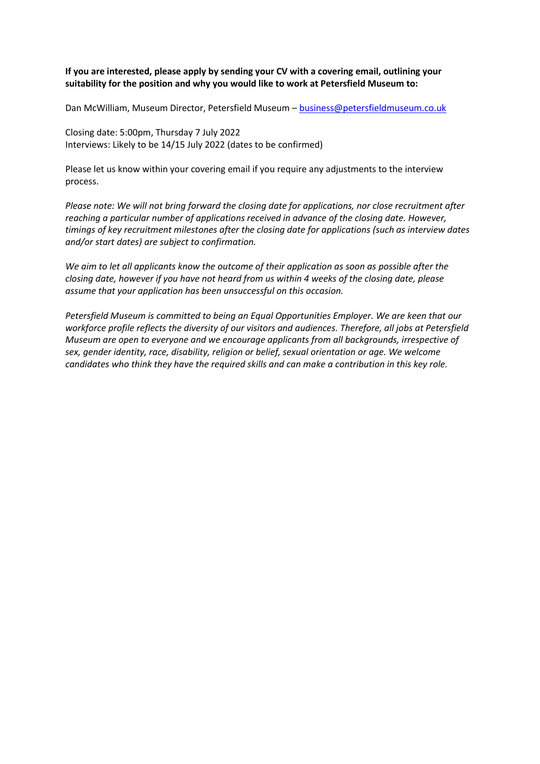**If you are interested, please apply by sending your CV with a covering email, outlining your suitability for the position and why you would like to work at Petersfield Museum to:**

Dan McWilliam, Museum Director, Petersfield Museum – business@petersfieldmuseum.co.uk

Closing date: 5:00pm, Thursday 7 July 2022
Interviews: Likely to be 14/15 July 2022 (dates to be confirmed)

Please let us know within your covering email if you require any adjustments to the interview process.

*Please note: We will not bring forward the closing date for applications, nor close recruitment after reaching a particular number of applications received in advance of the closing date. However, timings of key recruitment milestones after the closing date for applications (such as interview dates and/or start dates) are subject to confirmation.*

*We aim to let all applicants know the outcome of their application as soon as possible after the closing date, however if you have not heard from us within 4 weeks of the closing date, please assume that your application has been unsuccessful on this occasion.*

*Petersfield Museum is committed to being an Equal Opportunities Employer. We are keen that our workforce profile reflects the diversity of our visitors and audiences. Therefore, all jobs at Petersfield Museum are open to everyone and we encourage applicants from all backgrounds, irrespective of sex, gender identity, race, disability, religion or belief, sexual orientation or age. We welcome candidates who think they have the required skills and can make a contribution in this key role.*